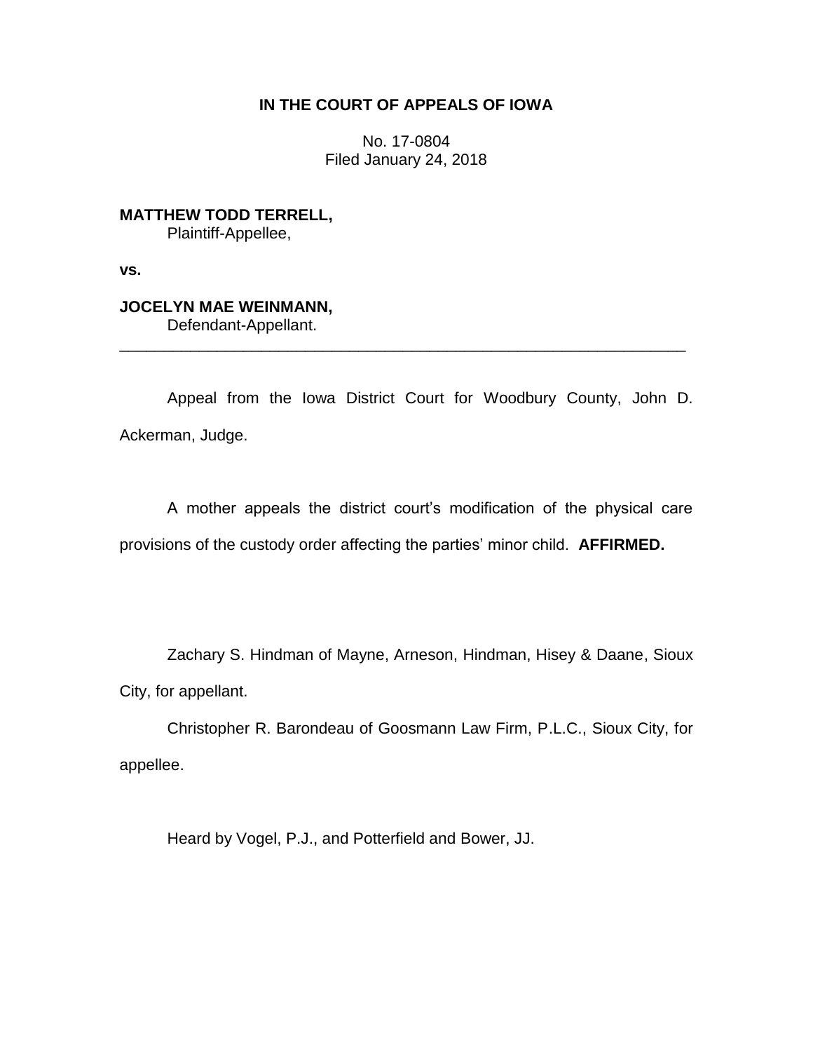**IN THE COURT OF APPEALS OF IOWA**

No. 17-0804
Filed January 24, 2018

**MATTHEW TODD TERRELL,**
Plaintiff-Appellee,

**vs.**

**JOCELYN MAE WEINMANN,**
Defendant-Appellant.

---

Appeal from the Iowa District Court for Woodbury County, John D. Ackerman, Judge.

A mother appeals the district court's modification of the physical care provisions of the custody order affecting the parties' minor child. **AFFIRMED.**

Zachary S. Hindman of Mayne, Arneson, Hindman, Hisey & Daane, Sioux City, for appellant.

Christopher R. Barondeau of Goosmann Law Firm, P.L.C., Sioux City, for appellee.

Heard by Vogel, P.J., and Potterfield and Bower, JJ.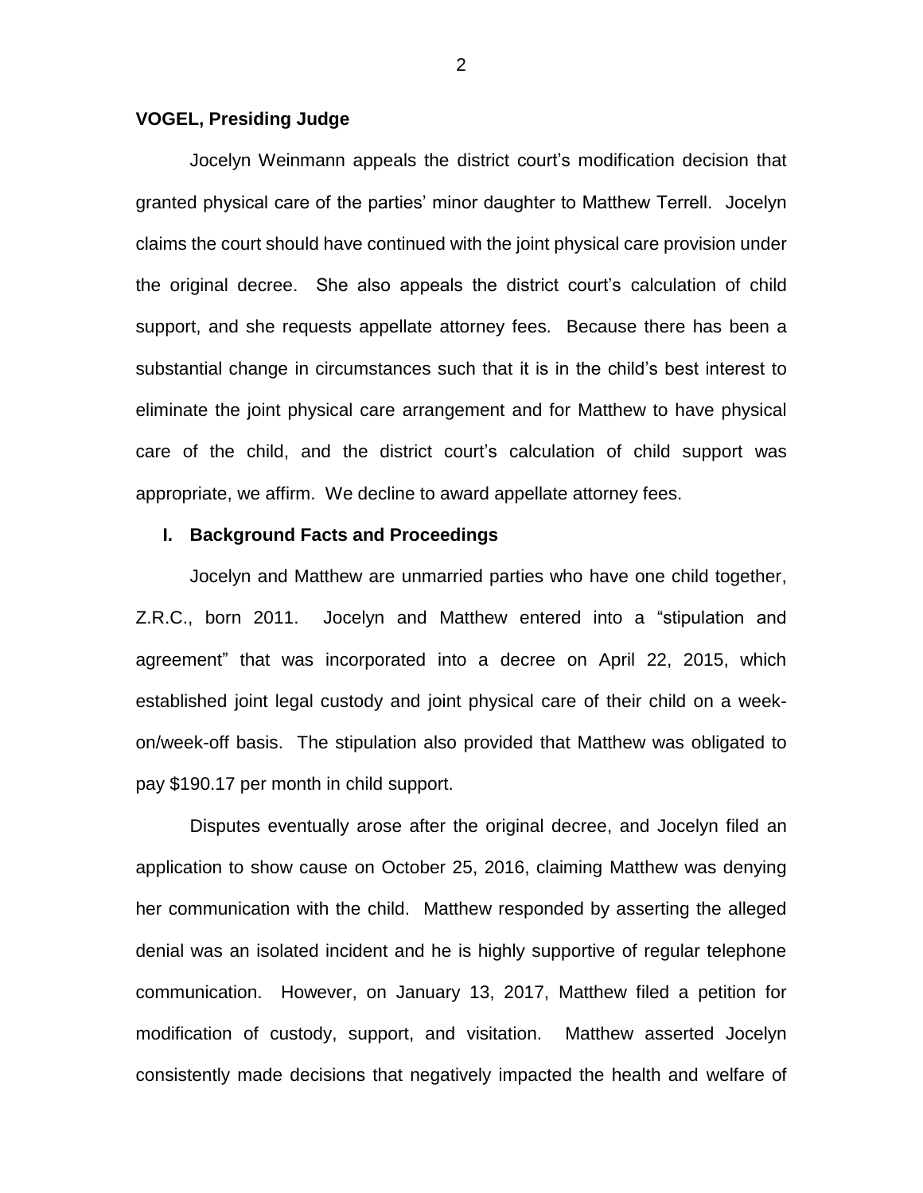**VOGEL, Presiding Judge**

Jocelyn Weinmann appeals the district court's modification decision that granted physical care of the parties' minor daughter to Matthew Terrell. Jocelyn claims the court should have continued with the joint physical care provision under the original decree. She also appeals the district court's calculation of child support, and she requests appellate attorney fees. Because there has been a substantial change in circumstances such that it is in the child's best interest to eliminate the joint physical care arrangement and for Matthew to have physical care of the child, and the district court's calculation of child support was appropriate, we affirm. We decline to award appellate attorney fees.

## I. Background Facts and Proceedings

Jocelyn and Matthew are unmarried parties who have one child together, Z.R.C., born 2011. Jocelyn and Matthew entered into a "stipulation and agreement" that was incorporated into a decree on April 22, 2015, which established joint legal custody and joint physical care of their child on a week-on/week-off basis. The stipulation also provided that Matthew was obligated to pay $190.17 per month in child support.

Disputes eventually arose after the original decree, and Jocelyn filed an application to show cause on October 25, 2016, claiming Matthew was denying her communication with the child. Matthew responded by asserting the alleged denial was an isolated incident and he is highly supportive of regular telephone communication. However, on January 13, 2017, Matthew filed a petition for modification of custody, support, and visitation. Matthew asserted Jocelyn consistently made decisions that negatively impacted the health and welfare of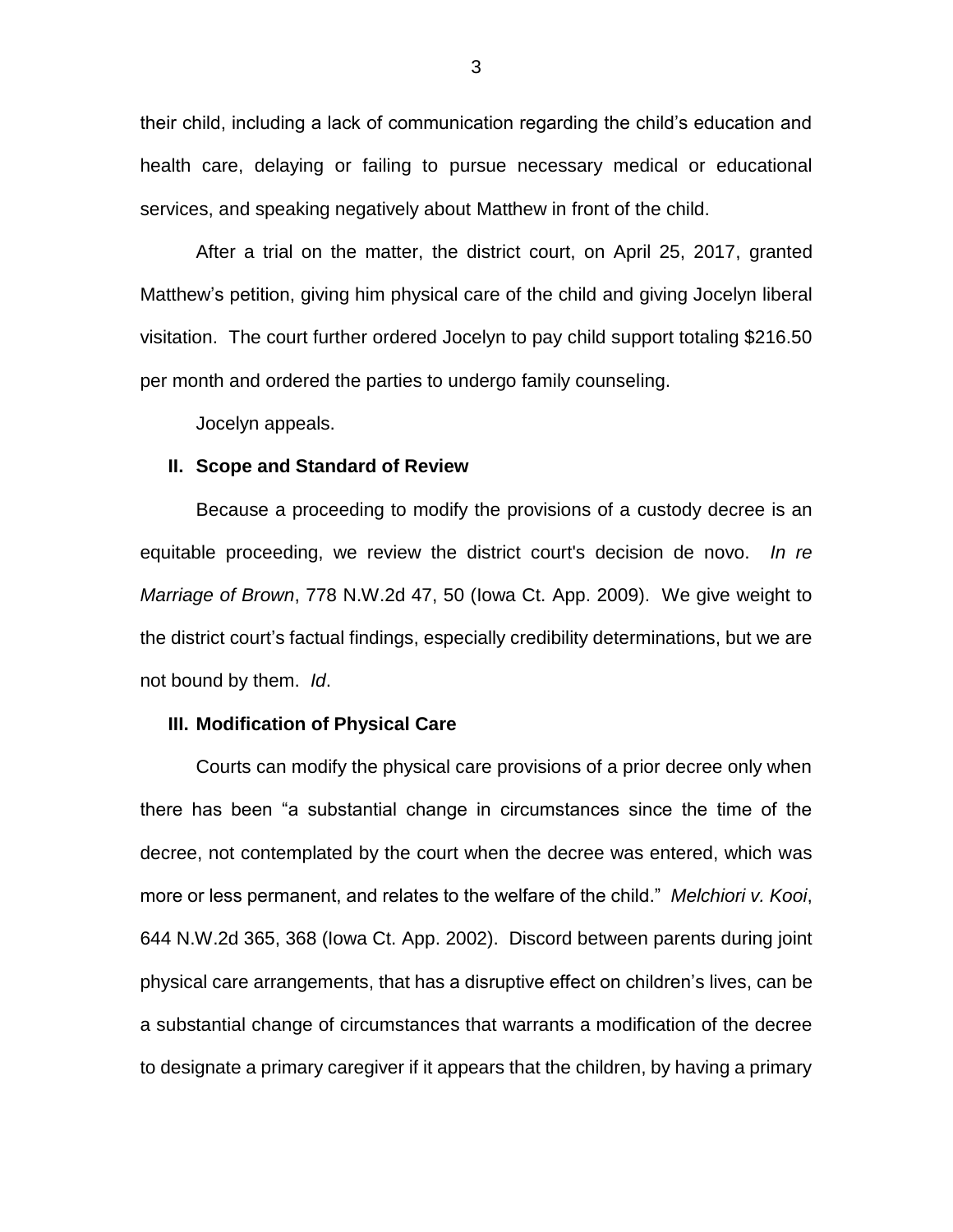their child, including a lack of communication regarding the child's education and health care, delaying or failing to pursue necessary medical or educational services, and speaking negatively about Matthew in front of the child.

After a trial on the matter, the district court, on April 25, 2017, granted Matthew's petition, giving him physical care of the child and giving Jocelyn liberal visitation. The court further ordered Jocelyn to pay child support totaling $216.50 per month and ordered the parties to undergo family counseling.

Jocelyn appeals.

## II. Scope and Standard of Review

Because a proceeding to modify the provisions of a custody decree is an equitable proceeding, we review the district court's decision de novo. *In re Marriage of Brown*, 778 N.W.2d 47, 50 (Iowa Ct. App. 2009). We give weight to the district court's factual findings, especially credibility determinations, but we are not bound by them. *Id*.

## III. Modification of Physical Care

Courts can modify the physical care provisions of a prior decree only when there has been "a substantial change in circumstances since the time of the decree, not contemplated by the court when the decree was entered, which was more or less permanent, and relates to the welfare of the child." *Melchiori v. Kooi*, 644 N.W.2d 365, 368 (Iowa Ct. App. 2002). Discord between parents during joint physical care arrangements, that has a disruptive effect on children's lives, can be a substantial change of circumstances that warrants a modification of the decree to designate a primary caregiver if it appears that the children, by having a primary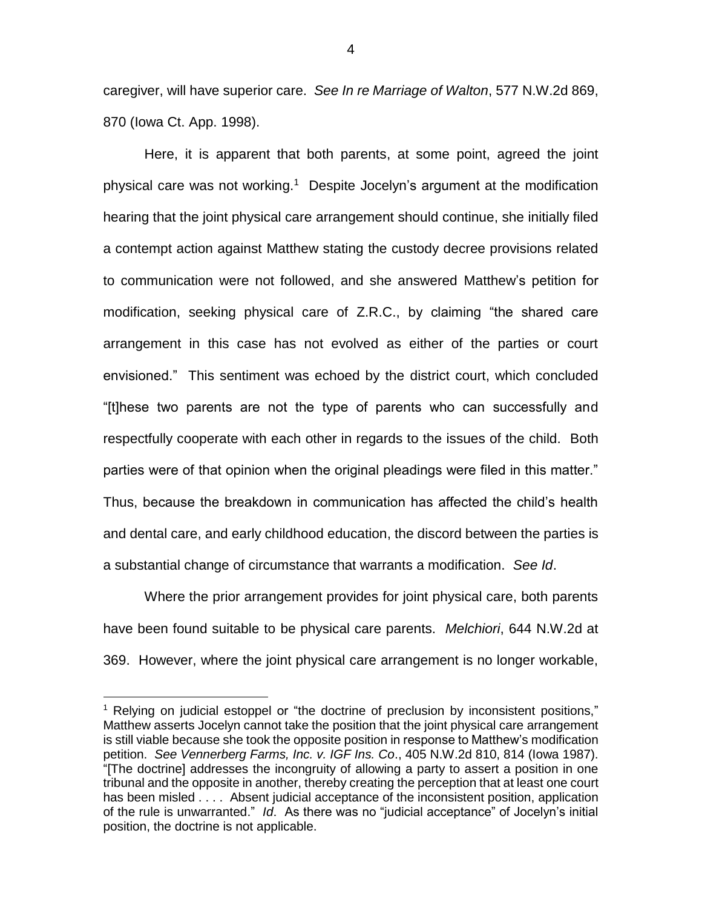caregiver, will have superior care. *See In re Marriage of Walton*, 577 N.W.2d 869, 870 (Iowa Ct. App. 1998).

Here, it is apparent that both parents, at some point, agreed the joint physical care was not working.[1] Despite Jocelyn's argument at the modification hearing that the joint physical care arrangement should continue, she initially filed a contempt action against Matthew stating the custody decree provisions related to communication were not followed, and she answered Matthew's petition for modification, seeking physical care of Z.R.C., by claiming "the shared care arrangement in this case has not evolved as either of the parties or court envisioned." This sentiment was echoed by the district court, which concluded "[t]hese two parents are not the type of parents who can successfully and respectfully cooperate with each other in regards to the issues of the child. Both parties were of that opinion when the original pleadings were filed in this matter." Thus, because the breakdown in communication has affected the child's health and dental care, and early childhood education, the discord between the parties is a substantial change of circumstance that warrants a modification. *See Id*.

Where the prior arrangement provides for joint physical care, both parents have been found suitable to be physical care parents. *Melchiori*, 644 N.W.2d at 369. However, where the joint physical care arrangement is no longer workable,

[1] Relying on judicial estoppel or "the doctrine of preclusion by inconsistent positions," Matthew asserts Jocelyn cannot take the position that the joint physical care arrangement is still viable because she took the opposite position in response to Matthew's modification petition. *See Vennerberg Farms, Inc. v. IGF Ins. Co*., 405 N.W.2d 810, 814 (Iowa 1987). "[The doctrine] addresses the incongruity of allowing a party to assert a position in one tribunal and the opposite in another, thereby creating the perception that at least one court has been misled . . . . Absent judicial acceptance of the inconsistent position, application of the rule is unwarranted." *Id*. As there was no "judicial acceptance" of Jocelyn's initial position, the doctrine is not applicable.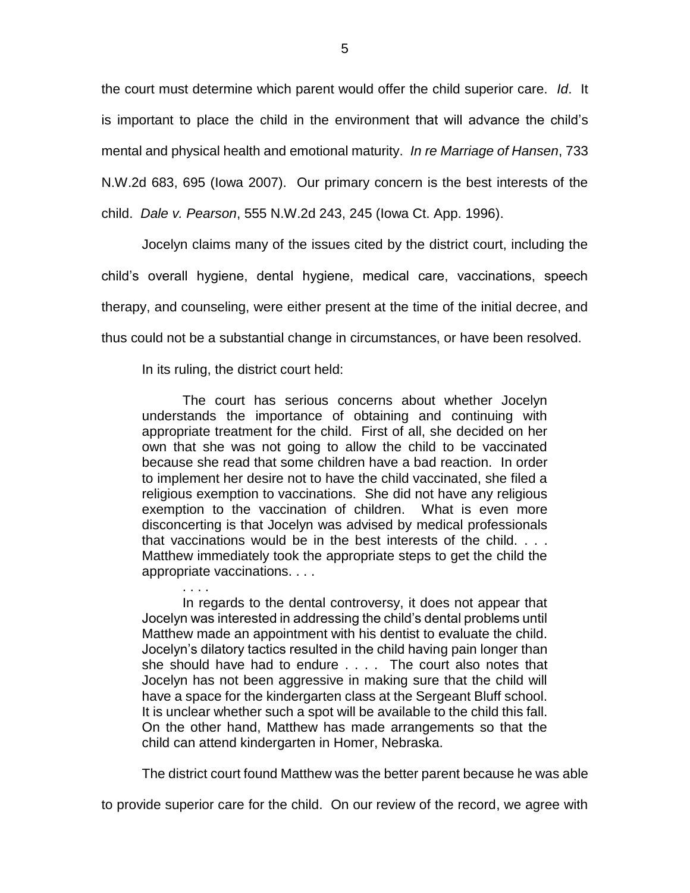the court must determine which parent would offer the child superior care. *Id*. It is important to place the child in the environment that will advance the child's mental and physical health and emotional maturity. *In re Marriage of Hansen*, 733 N.W.2d 683, 695 (Iowa 2007). Our primary concern is the best interests of the child. *Dale v. Pearson*, 555 N.W.2d 243, 245 (Iowa Ct. App. 1996).

Jocelyn claims many of the issues cited by the district court, including the child's overall hygiene, dental hygiene, medical care, vaccinations, speech therapy, and counseling, were either present at the time of the initial decree, and thus could not be a substantial change in circumstances, or have been resolved.

In its ruling, the district court held:

> The court has serious concerns about whether Jocelyn understands the importance of obtaining and continuing with appropriate treatment for the child. First of all, she decided on her own that she was not going to allow the child to be vaccinated because she read that some children have a bad reaction. In order to implement her desire not to have the child vaccinated, she filed a religious exemption to vaccinations. She did not have any religious exemption to the vaccination of children. What is even more disconcerting is that Jocelyn was advised by medical professionals that vaccinations would be in the best interests of the child. . . . Matthew immediately took the appropriate steps to get the child the appropriate vaccinations. . . .
>
> . . . .
>
> In regards to the dental controversy, it does not appear that Jocelyn was interested in addressing the child's dental problems until Matthew made an appointment with his dentist to evaluate the child. Jocelyn's dilatory tactics resulted in the child having pain longer than she should have had to endure . . . . The court also notes that Jocelyn has not been aggressive in making sure that the child will have a space for the kindergarten class at the Sergeant Bluff school. It is unclear whether such a spot will be available to the child this fall. On the other hand, Matthew has made arrangements so that the child can attend kindergarten in Homer, Nebraska.

The district court found Matthew was the better parent because he was able to provide superior care for the child. On our review of the record, we agree with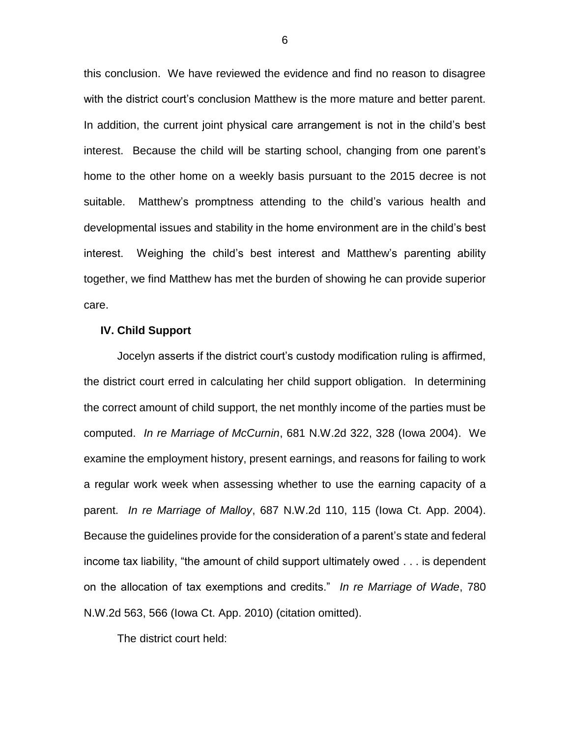this conclusion. We have reviewed the evidence and find no reason to disagree with the district court's conclusion Matthew is the more mature and better parent. In addition, the current joint physical care arrangement is not in the child's best interest. Because the child will be starting school, changing from one parent's home to the other home on a weekly basis pursuant to the 2015 decree is not suitable. Matthew's promptness attending to the child's various health and developmental issues and stability in the home environment are in the child's best interest. Weighing the child's best interest and Matthew's parenting ability together, we find Matthew has met the burden of showing he can provide superior care.

## IV. Child Support

Jocelyn asserts if the district court's custody modification ruling is affirmed, the district court erred in calculating her child support obligation. In determining the correct amount of child support, the net monthly income of the parties must be computed. *In re Marriage of McCurnin*, 681 N.W.2d 322, 328 (Iowa 2004). We examine the employment history, present earnings, and reasons for failing to work a regular work week when assessing whether to use the earning capacity of a parent. *In re Marriage of Malloy*, 687 N.W.2d 110, 115 (Iowa Ct. App. 2004). Because the guidelines provide for the consideration of a parent's state and federal income tax liability, "the amount of child support ultimately owed . . . is dependent on the allocation of tax exemptions and credits." *In re Marriage of Wade*, 780 N.W.2d 563, 566 (Iowa Ct. App. 2010) (citation omitted).

The district court held: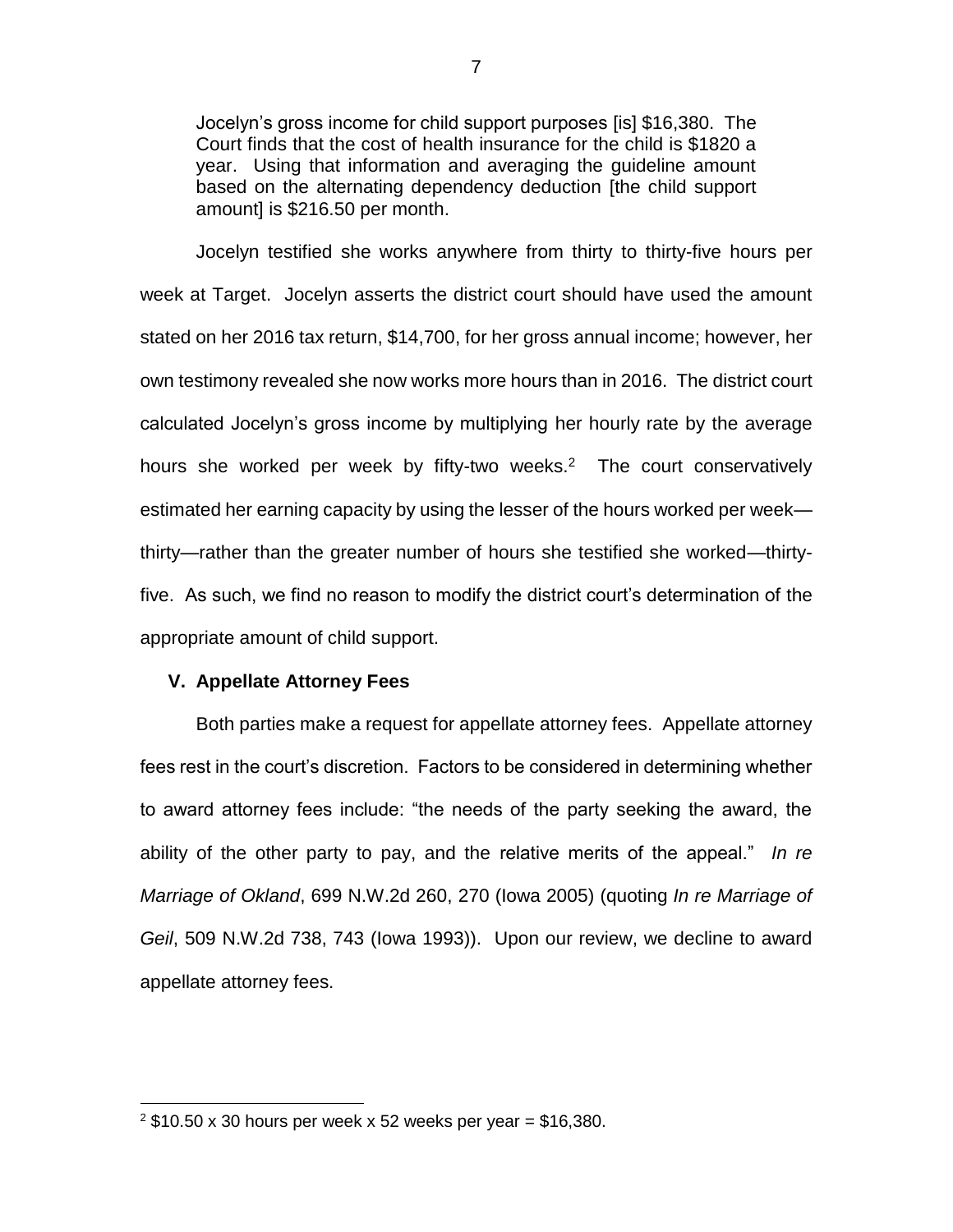> Jocelyn's gross income for child support purposes [is] $16,380. The Court finds that the cost of health insurance for the child is $1820 a year. Using that information and averaging the guideline amount based on the alternating dependency deduction [the child support amount] is $216.50 per month.

Jocelyn testified she works anywhere from thirty to thirty-five hours per week at Target. Jocelyn asserts the district court should have used the amount stated on her 2016 tax return, $14,700, for her gross annual income; however, her own testimony revealed she now works more hours than in 2016. The district court calculated Jocelyn's gross income by multiplying her hourly rate by the average hours she worked per week by fifty-two weeks.[2] The court conservatively estimated her earning capacity by using the lesser of the hours worked per week—thirty—rather than the greater number of hours she testified she worked—thirty-five. As such, we find no reason to modify the district court's determination of the appropriate amount of child support.

## V. Appellate Attorney Fees

Both parties make a request for appellate attorney fees. Appellate attorney fees rest in the court's discretion. Factors to be considered in determining whether to award attorney fees include: "the needs of the party seeking the award, the ability of the other party to pay, and the relative merits of the appeal." *In re Marriage of Okland*, 699 N.W.2d 260, 270 (Iowa 2005) (quoting *In re Marriage of Geil*, 509 N.W.2d 738, 743 (Iowa 1993)). Upon our review, we decline to award appellate attorney fees.

---

[2] $10.50 x 30 hours per week x 52 weeks per year = $16,380.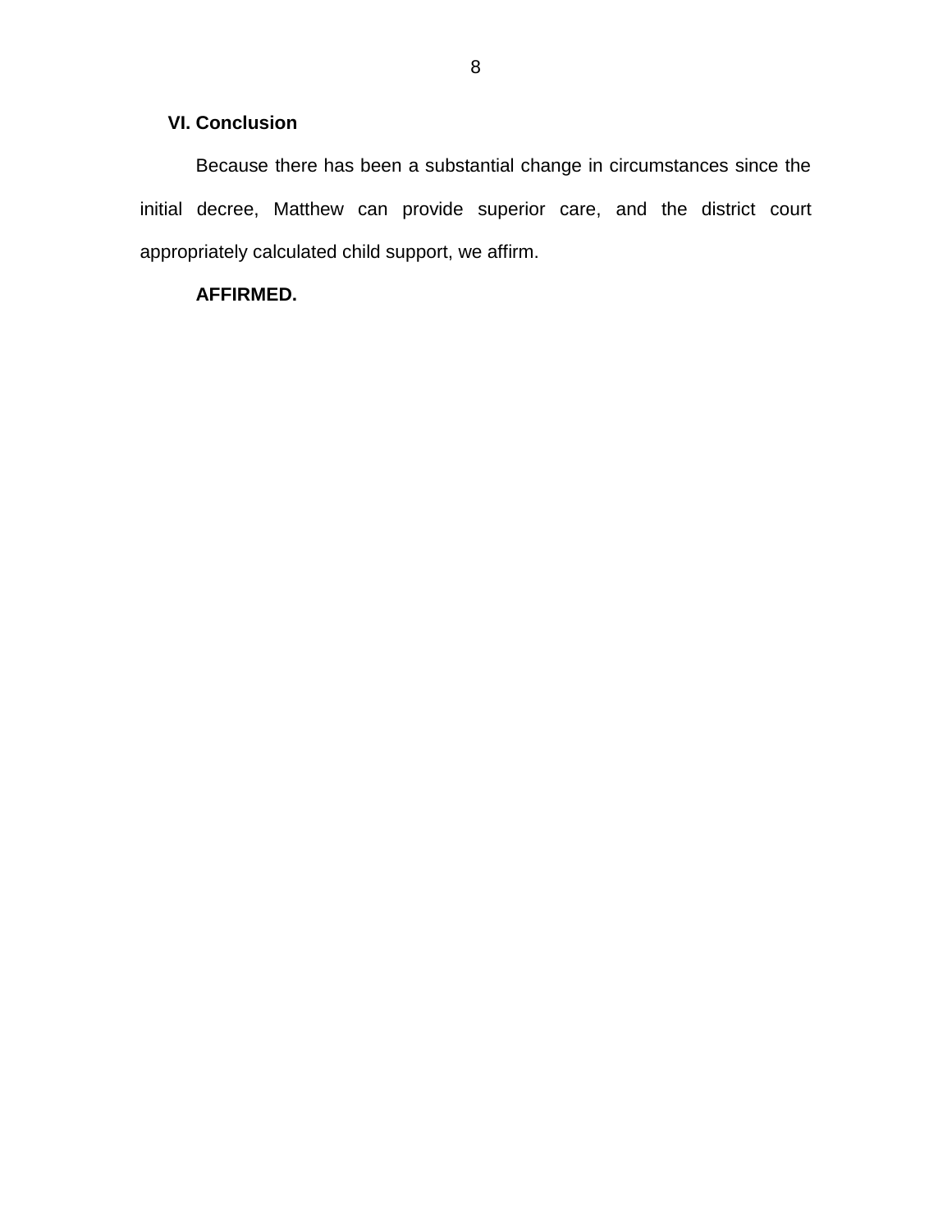## VI. Conclusion

Because there has been a substantial change in circumstances since the initial decree, Matthew can provide superior care, and the district court appropriately calculated child support, we affirm.

**AFFIRMED.**